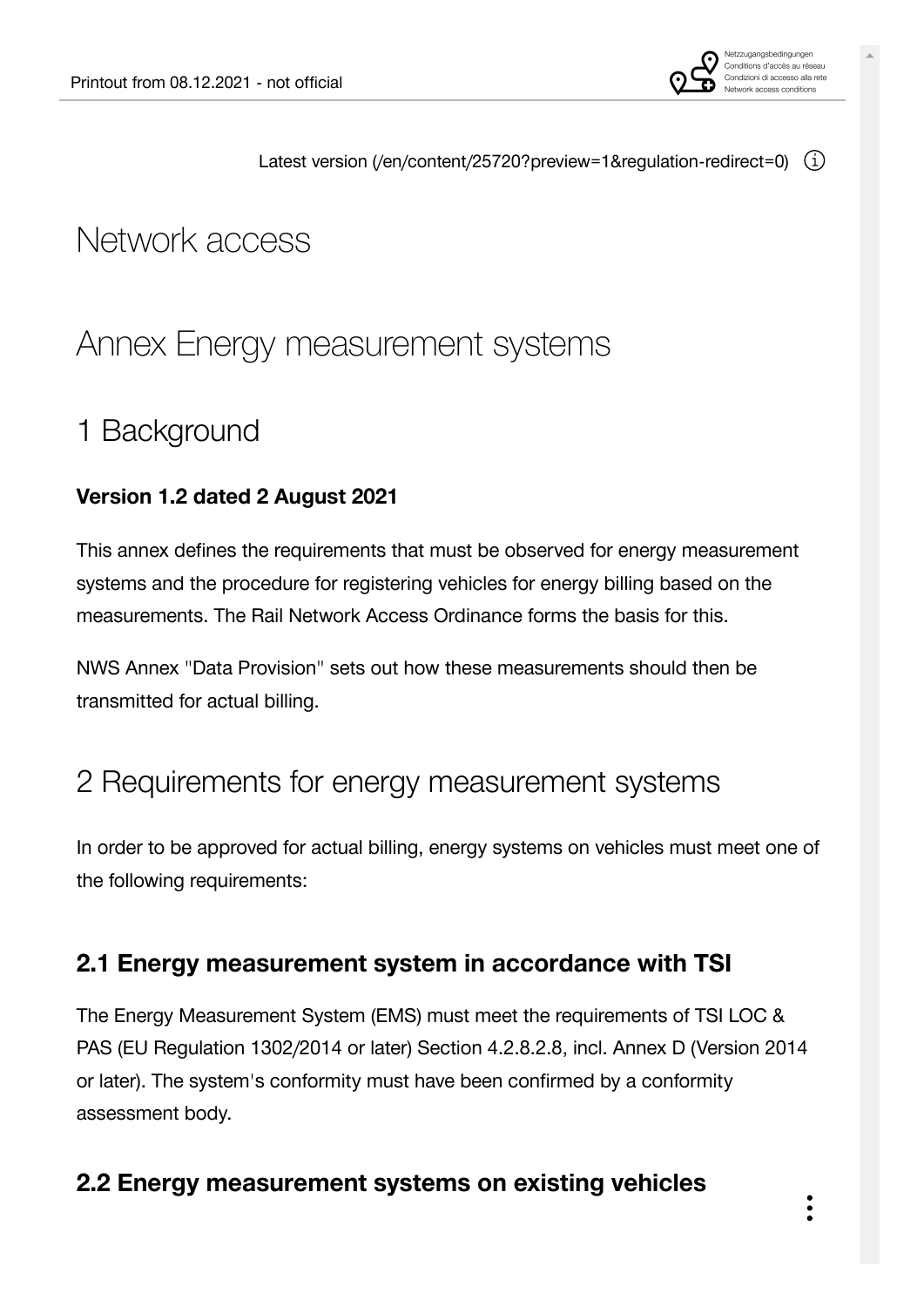Latest version (/en/content/25720?preview=1&regulation-redirect=0)

# Network access

# Annex Energy measurement systems

## 1 Background

**Version 1.2 dated 2 August 2021**

This annex defines the requirements that must be observed for energy measurement systems and the procedure for registering vehicles for energy billing based on the measurements. The Rail Network Access Ordinance forms the basis for this.

NWS Annex "Data Provision" sets out how these measurements should then be transmitted for actual billing.

## 2 Requirements for energy measurement systems

In order to be approved for actual billing, energy systems on vehicles must meet one of the following requirements:

### 2.1 Energy measurement system in accordance with TSI

The Energy Measurement System (EMS) must meet the requirements of TSI LOC & PAS (EU Regulation 1302/2014 or later) Section 4.2.8.2.8, incl. Annex D (Version 2014 or later). The system's conformity must have been confirmed by a conformity assessment body.

### 2.2 Energy measurement systems on existing vehicles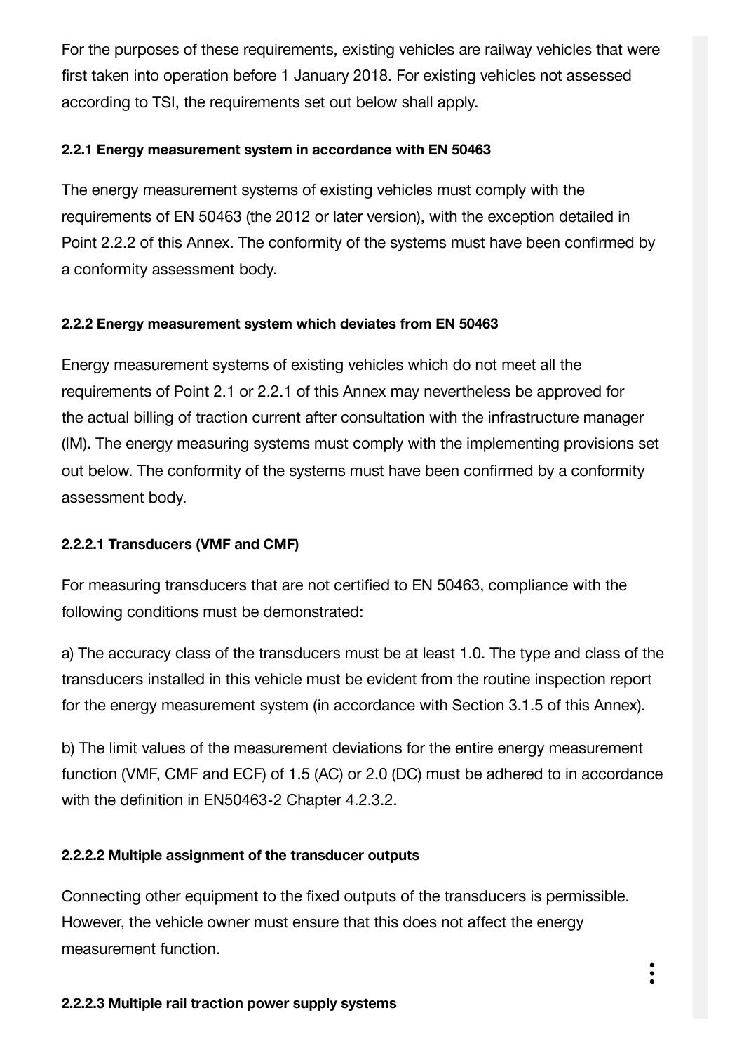For the purposes of these requirements, existing vehicles are railway vehicles that were first taken into operation before 1 January 2018. For existing vehicles not assessed according to TSI, the requirements set out below shall apply.

#### 2.2.1 Energy measurement system in accordance with EN 50463

The energy measurement systems of existing vehicles must comply with the requirements of EN 50463 (the 2012 or later version), with the exception detailed in Point 2.2.2 of this Annex. The conformity of the systems must have been confirmed by a conformity assessment body.

#### 2.2.2 Energy measurement system which deviates from EN 50463

Energy measurement systems of existing vehicles which do not meet all the requirements of Point 2.1 or 2.2.1 of this Annex may nevertheless be approved for the actual billing of traction current after consultation with the infrastructure manager (IM). The energy measuring systems must comply with the implementing provisions set out below. The conformity of the systems must have been confirmed by a conformity assessment body.

#### 2.2.2.1 Transducers (VMF and CMF)

For measuring transducers that are not certified to EN 50463, compliance with the following conditions must be demonstrated:

a) The accuracy class of the transducers must be at least 1.0. The type and class of the transducers installed in this vehicle must be evident from the routine inspection report for the energy measurement system (in accordance with Section 3.1.5 of this Annex).

b) The limit values of the measurement deviations for the entire energy measurement function (VMF, CMF and ECF) of 1.5 (AC) or 2.0 (DC) must be adhered to in accordance with the definition in EN50463-2 Chapter 4.2.3.2.

#### 2.2.2.2 Multiple assignment of the transducer outputs

Connecting other equipment to the fixed outputs of the transducers is permissible. However, the vehicle owner must ensure that this does not affect the energy measurement function.

#### 2.2.2.3 Multiple rail traction power supply systems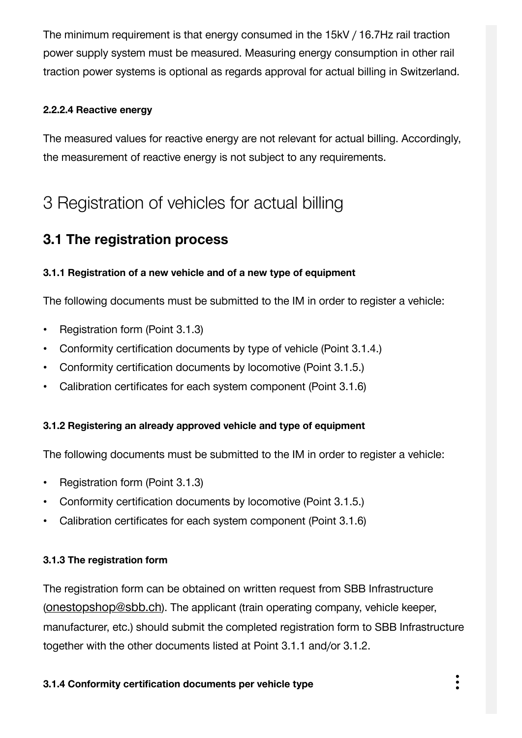The minimum requirement is that energy consumed in the 15kV / 16.7Hz rail traction power supply system must be measured. Measuring energy consumption in other rail traction power systems is optional as regards approval for actual billing in Switzerland.

#### 2.2.2.4 Reactive energy

The measured values for reactive energy are not relevant for actual billing. Accordingly, the measurement of reactive energy is not subject to any requirements.

# 3 Registration of vehicles for actual billing

## 3.1 The registration process

#### 3.1.1 Registration of a new vehicle and of a new type of equipment

The following documents must be submitted to the IM in order to register a vehicle:

- Registration form (Point 3.1.3)
- Conformity certification documents by type of vehicle (Point 3.1.4.)
- Conformity certification documents by locomotive (Point 3.1.5.)
- Calibration certificates for each system component (Point 3.1.6)

#### 3.1.2 Registering an already approved vehicle and type of equipment

The following documents must be submitted to the IM in order to register a vehicle:

- Registration form (Point 3.1.3)
- Conformity certification documents by locomotive (Point 3.1.5.)
- Calibration certificates for each system component (Point 3.1.6)

#### 3.1.3 The registration form

The registration form can be obtained on written request from SBB Infrastructure (onestopshop@sbb.ch). The applicant (train operating company, vehicle keeper, manufacturer, etc.) should submit the completed registration form to SBB Infrastructure together with the other documents listed at Point 3.1.1 and/or 3.1.2.

#### 3.1.4 Conformity certification documents per vehicle type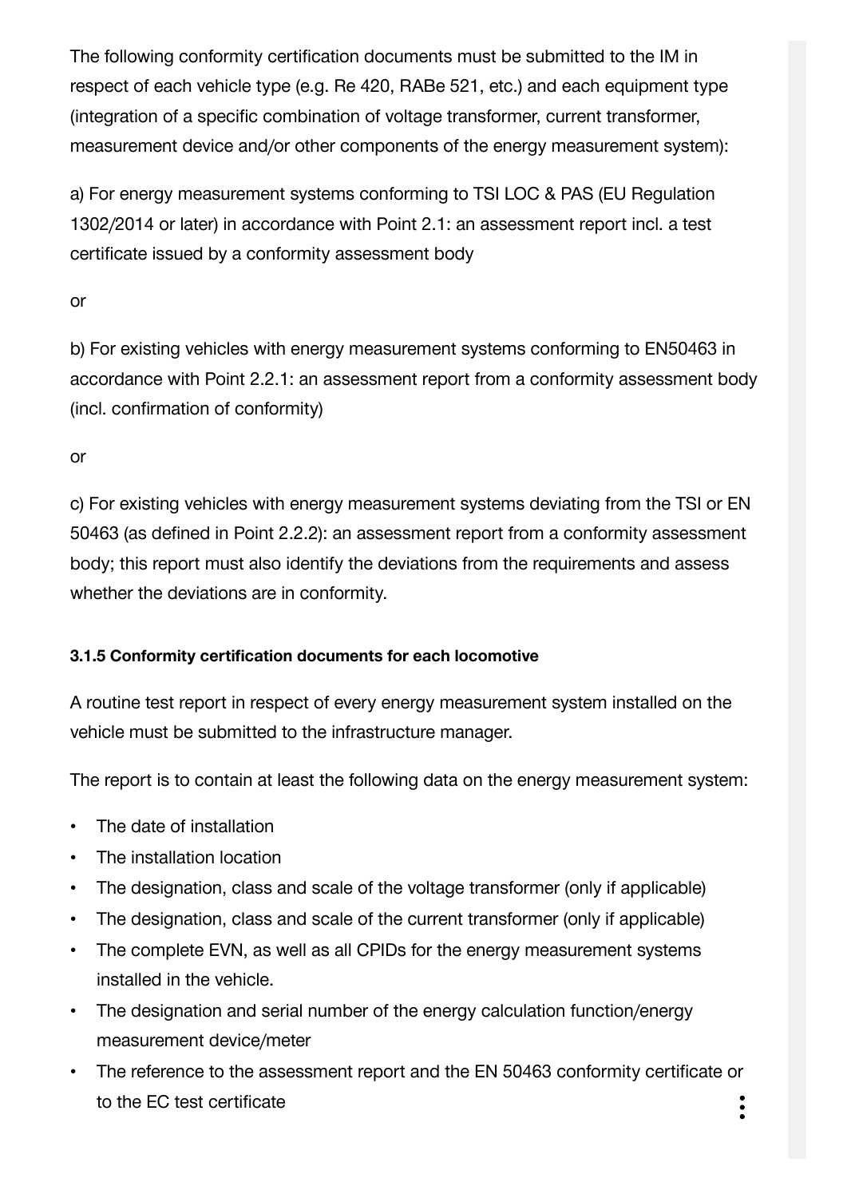The following conformity certification documents must be submitted to the IM in respect of each vehicle type (e.g. Re 420, RABe 521, etc.) and each equipment type (integration of a specific combination of voltage transformer, current transformer, measurement device and/or other components of the energy measurement system):

a) For energy measurement systems conforming to TSI LOC & PAS (EU Regulation 1302/2014 or later) in accordance with Point 2.1: an assessment report incl. a test certificate issued by a conformity assessment body

or

b) For existing vehicles with energy measurement systems conforming to EN50463 in accordance with Point 2.2.1: an assessment report from a conformity assessment body (incl. confirmation of conformity)

or

c) For existing vehicles with energy measurement systems deviating from the TSI or EN 50463 (as defined in Point 2.2.2): an assessment report from a conformity assessment body; this report must also identify the deviations from the requirements and assess whether the deviations are in conformity.

#### 3.1.5 Conformity certification documents for each locomotive

A routine test report in respect of every energy measurement system installed on the vehicle must be submitted to the infrastructure manager.

The report is to contain at least the following data on the energy measurement system:

- The date of installation
- The installation location
- The designation, class and scale of the voltage transformer (only if applicable)
- The designation, class and scale of the current transformer (only if applicable)
- The complete EVN, as well as all CPIDs for the energy measurement systems installed in the vehicle.
- The designation and serial number of the energy calculation function/energy measurement device/meter
- The reference to the assessment report and the EN 50463 conformity certificate or to the EC test certificate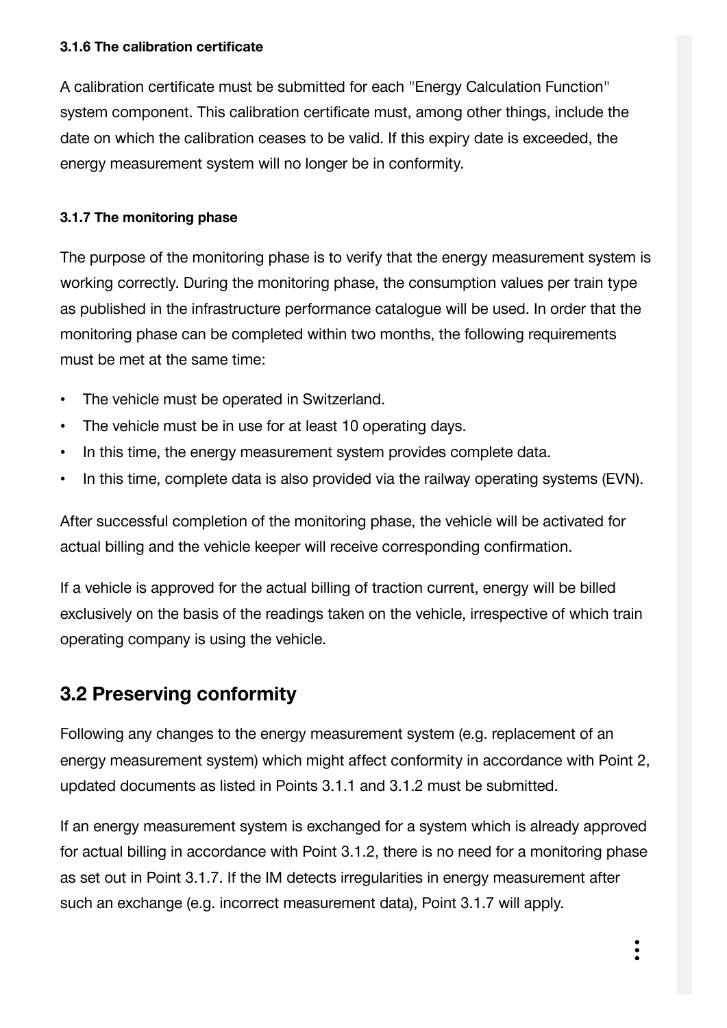#### 3.1.6 The calibration certificate

A calibration certificate must be submitted for each "Energy Calculation Function" system component. This calibration certificate must, among other things, include the date on which the calibration ceases to be valid. If this expiry date is exceeded, the energy measurement system will no longer be in conformity.

#### 3.1.7 The monitoring phase

The purpose of the monitoring phase is to verify that the energy measurement system is working correctly. During the monitoring phase, the consumption values per train type as published in the infrastructure performance catalogue will be used. In order that the monitoring phase can be completed within two months, the following requirements must be met at the same time:

- The vehicle must be operated in Switzerland.
- The vehicle must be in use for at least 10 operating days.
- In this time, the energy measurement system provides complete data.
- In this time, complete data is also provided via the railway operating systems (EVN).

After successful completion of the monitoring phase, the vehicle will be activated for actual billing and the vehicle keeper will receive corresponding confirmation.

If a vehicle is approved for the actual billing of traction current, energy will be billed exclusively on the basis of the readings taken on the vehicle, irrespective of which train operating company is using the vehicle.

## 3.2 Preserving conformity

Following any changes to the energy measurement system (e.g. replacement of an energy measurement system) which might affect conformity in accordance with Point 2, updated documents as listed in Points 3.1.1 and 3.1.2 must be submitted.

If an energy measurement system is exchanged for a system which is already approved for actual billing in accordance with Point 3.1.2, there is no need for a monitoring phase as set out in Point 3.1.7. If the IM detects irregularities in energy measurement after such an exchange (e.g. incorrect measurement data), Point 3.1.7 will apply.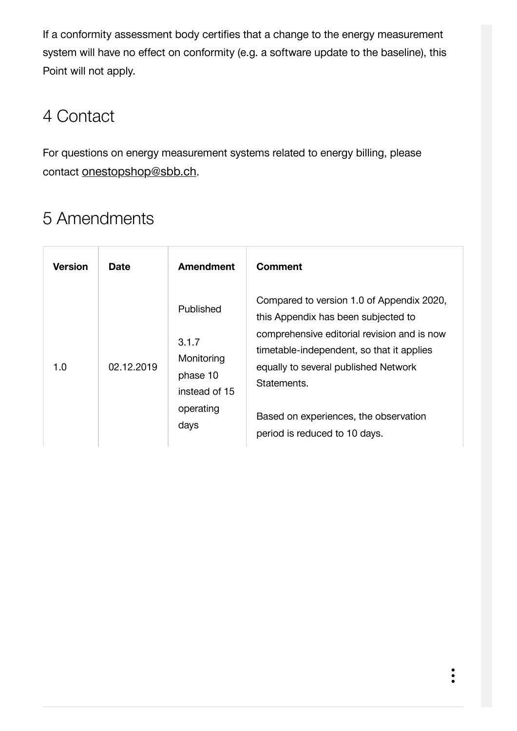If a conformity assessment body certifies that a change to the energy measurement system will have no effect on conformity (e.g. a software update to the baseline), this Point will not apply.

## 4 Contact

For questions on energy measurement systems related to energy billing, please contact onestopshop@sbb.ch.

## 5 Amendments

| Version | Date | Amendment | Comment |
| --- | --- | --- | --- |
| 1.0 | 02.12.2019 | Published<br><br>3.1.7 Monitoring phase 10 instead of 15 operating days | Compared to version 1.0 of Appendix 2020, this Appendix has been subjected to comprehensive editorial revision and is now timetable-independent, so that it applies equally to several published Network Statements.<br><br>Based on experiences, the observation period is reduced to 10 days. |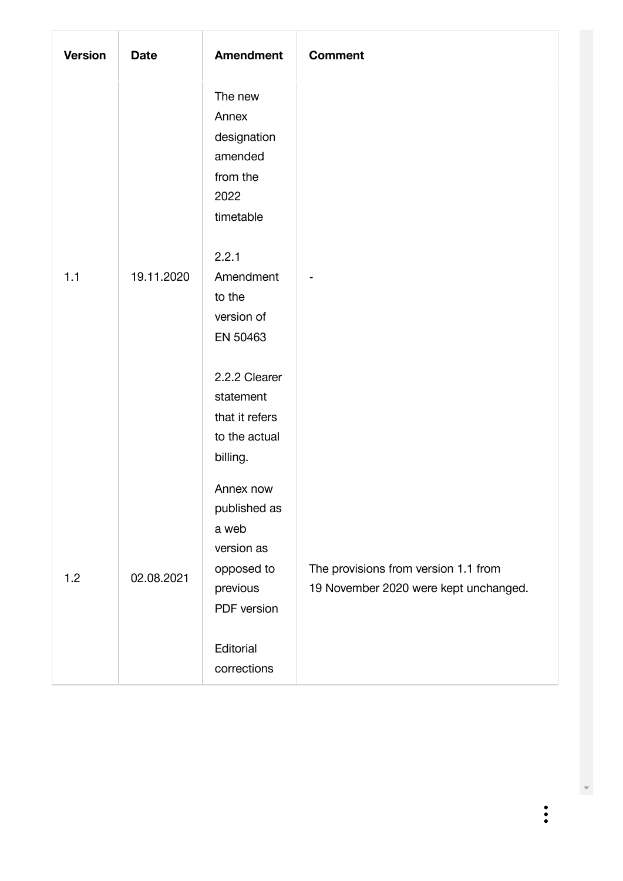| Version | Date | Amendment | Comment |
| --- | --- | --- | --- |
| 1.1 | 19.11.2020 | The new Annex designation amended from the 2022 timetable<br><br>2.2.1 Amendment to the version of EN 50463<br><br>2.2.2 Clearer statement that it refers to the actual billing. | - |
| 1.2 | 02.08.2021 | Annex now published as a web version as opposed to previous PDF version<br><br>Editorial corrections | The provisions from version 1.1 from 19 November 2020 were kept unchanged. |